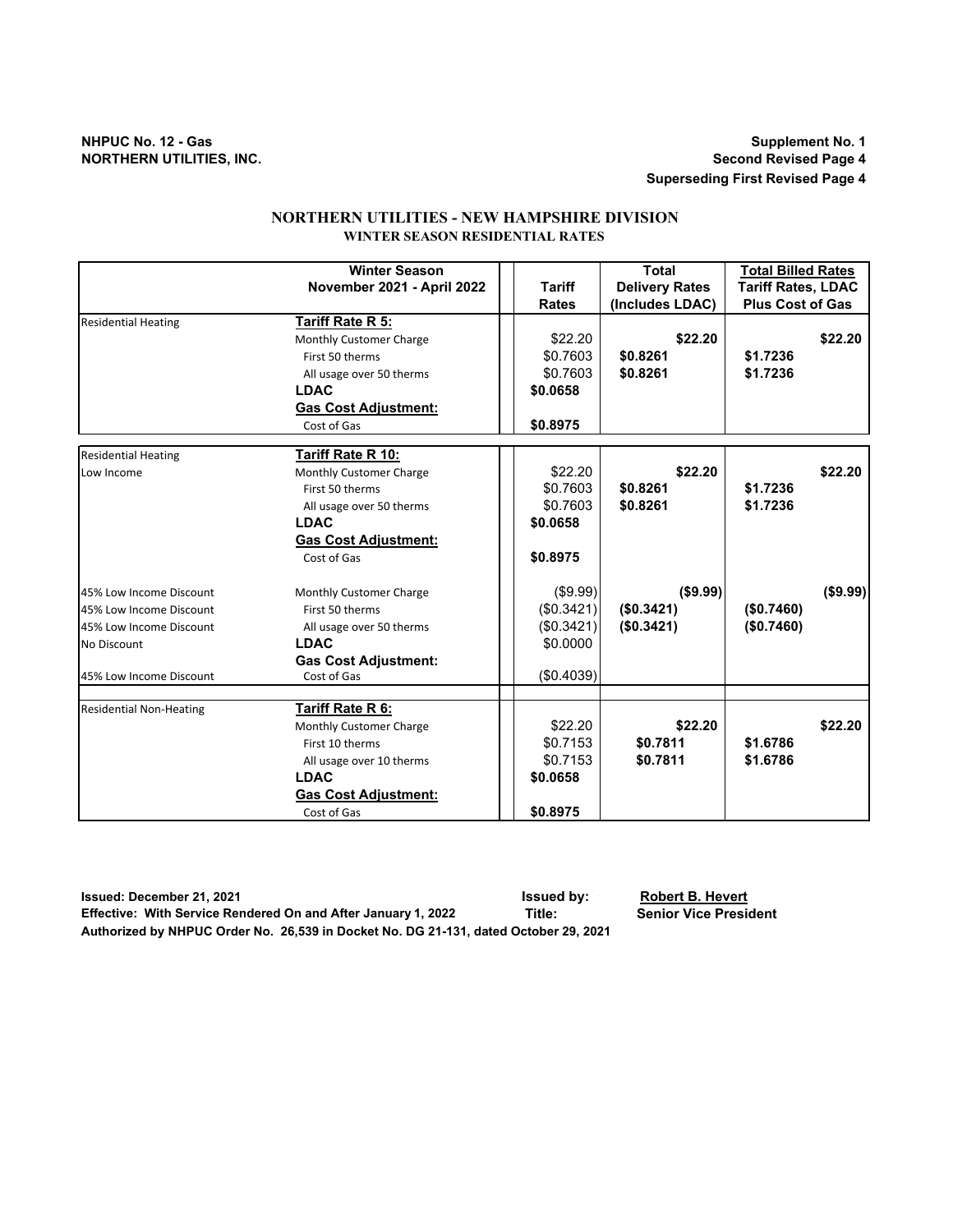NHPUC No. 12 - Gas
NORTHERN UTILITIES, INC.

Supplement No. 1
Second Revised Page 4
Superseding First Revised Page 4

# NORTHERN UTILITIES - NEW HAMPSHIRE DIVISION
## WINTER SEASON RESIDENTIAL RATES

| | Winter Season November 2021 - April 2022 | Tariff Rates | Total Delivery Rates (Includes LDAC) | Total Billed Rates Tariff Rates, LDAC Plus Cost of Gas |
|---|---|---|---|---|
| Residential Heating | **Tariff Rate R 5:** | | | |
| | Monthly Customer Charge | $22.20 | **$22.20** | **$22.20** |
| | First 50 therms | $0.7603 | **$0.8261** | **$1.7236** |
| | All usage over 50 therms | $0.7603 | **$0.8261** | **$1.7236** |
| | **LDAC** | **$0.0658** | | |
| | **Gas Cost Adjustment:** | | | |
| | Cost of Gas | **$0.8975** | | |
| Residential Heating | **Tariff Rate R 10:** | | | |
| Low Income | Monthly Customer Charge | $22.20 | **$22.20** | **$22.20** |
| | First 50 therms | $0.7603 | **$0.8261** | **$1.7236** |
| | All usage over 50 therms | $0.7603 | **$0.8261** | **$1.7236** |
| | **LDAC** | **$0.0658** | | |
| | **Gas Cost Adjustment:** | | | |
| | Cost of Gas | **$0.8975** | | |
| 45% Low Income Discount | Monthly Customer Charge | ($9.99) | **($9.99)** | **($9.99)** |
| 45% Low Income Discount | First 50 therms | ($0.3421) | **($0.3421)** | **($0.7460)** |
| 45% Low Income Discount | All usage over 50 therms | ($0.3421) | **($0.3421)** | **($0.7460)** |
| No Discount | **LDAC** | $0.0000 | | |
| | **Gas Cost Adjustment:** | | | |
| 45% Low Income Discount | Cost of Gas | ($0.4039) | | |
| Residential Non-Heating | **Tariff Rate R 6:** | | | |
| | Monthly Customer Charge | $22.20 | **$22.20** | **$22.20** |
| | First 10 therms | $0.7153 | **$0.7811** | **$1.6786** |
| | All usage over 10 therms | $0.7153 | **$0.7811** | **$1.6786** |
| | **LDAC** | **$0.0658** | | |
| | **Gas Cost Adjustment:** | | | |
| | Cost of Gas | **$0.8975** | | |

**Issued: December 21, 2021** — **Issued by:** **Robert B. Hevert**
**Effective: With Service Rendered On and After January 1, 2022** — **Title:** **Senior Vice President**
**Authorized by NHPUC Order No. 26,539 in Docket No. DG 21-131, dated October 29, 2021**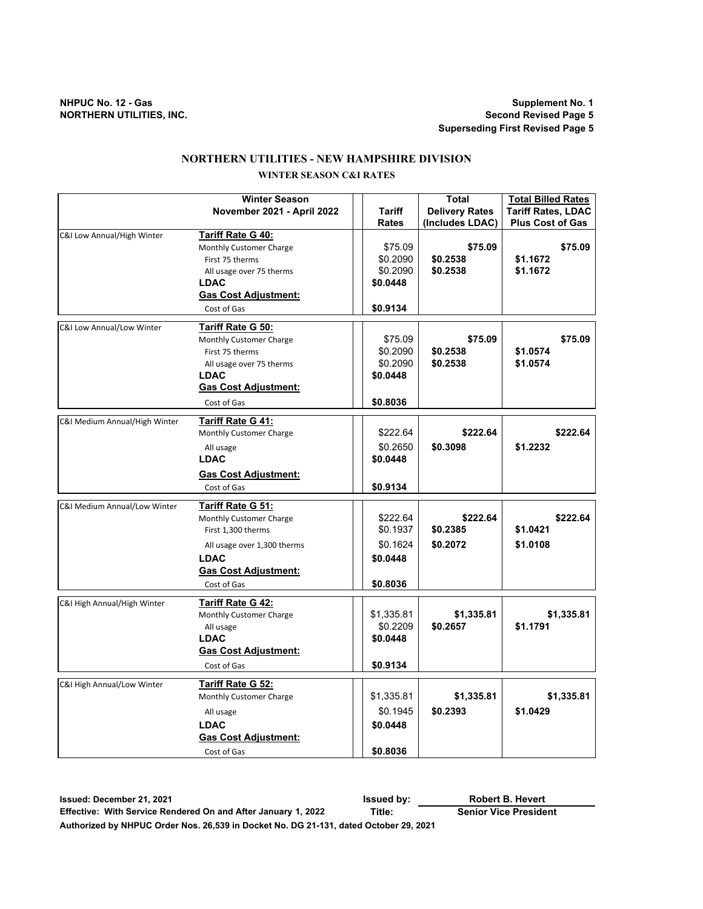NHPUC No. 12 - Gas
NORTHERN UTILITIES, INC.

Supplement No. 1
Second Revised Page 5
Superseding First Revised Page 5

# NORTHERN UTILITIES - NEW HAMPSHIRE DIVISION

## WINTER SEASON C&I RATES

| | Winter Season November 2021 - April 2022 | Tariff Rates | Total Delivery Rates (Includes LDAC) | Total Billed Rates Tariff Rates, LDAC Plus Cost of Gas |
|---|---|---|---|---|
| C&I Low Annual/High Winter | **Tariff Rate G 40:** | | | |
| | Monthly Customer Charge | $75.09 | **$75.09** | **$75.09** |
| | First 75 therms | $0.2090 | **$0.2538** | **$1.1672** |
| | All usage over 75 therms | $0.2090 | **$0.2538** | **$1.1672** |
| | **LDAC** | **$0.0448** | | |
| | **Gas Cost Adjustment:** | | | |
| | Cost of Gas | **$0.9134** | | |
| C&I Low Annual/Low Winter | **Tariff Rate G 50:** | | | |
| | Monthly Customer Charge | $75.09 | **$75.09** | **$75.09** |
| | First 75 therms | $0.2090 | **$0.2538** | **$1.0574** |
| | All usage over 75 therms | $0.2090 | **$0.2538** | **$1.0574** |
| | **LDAC** | **$0.0448** | | |
| | **Gas Cost Adjustment:** | | | |
| | Cost of Gas | **$0.8036** | | |
| C&I Medium Annual/High Winter | **Tariff Rate G 41:** | | | |
| | Monthly Customer Charge | $222.64 | **$222.64** | **$222.64** |
| | All usage | $0.2650 | **$0.3098** | **$1.2232** |
| | **LDAC** | **$0.0448** | | |
| | **Gas Cost Adjustment:** | | | |
| | Cost of Gas | **$0.9134** | | |
| C&I Medium Annual/Low Winter | **Tariff Rate G 51:** | | | |
| | Monthly Customer Charge | $222.64 | **$222.64** | **$222.64** |
| | First 1,300 therms | $0.1937 | **$0.2385** | **$1.0421** |
| | All usage over 1,300 therms | $0.1624 | **$0.2072** | **$1.0108** |
| | **LDAC** | **$0.0448** | | |
| | **Gas Cost Adjustment:** | | | |
| | Cost of Gas | **$0.8036** | | |
| C&I High Annual/High Winter | **Tariff Rate G 42:** | | | |
| | Monthly Customer Charge | $1,335.81 | **$1,335.81** | **$1,335.81** |
| | All usage | $0.2209 | **$0.2657** | **$1.1791** |
| | **LDAC** | **$0.0448** | | |
| | **Gas Cost Adjustment:** | | | |
| | Cost of Gas | **$0.9134** | | |
| C&I High Annual/Low Winter | **Tariff Rate G 52:** | | | |
| | Monthly Customer Charge | $1,335.81 | **$1,335.81** | **$1,335.81** |
| | All usage | $0.1945 | **$0.2393** | **$1.0429** |
| | **LDAC** | **$0.0448** | | |
| | **Gas Cost Adjustment:** | | | |
| | Cost of Gas | **$0.8036** | | |

**Issued: December 21, 2021** — **Issued by:** Robert B. Hevert
**Effective: With Service Rendered On and After January 1, 2022** — **Title:** Senior Vice President
**Authorized by NHPUC Order Nos. 26,539 in Docket No. DG 21-131, dated October 29, 2021**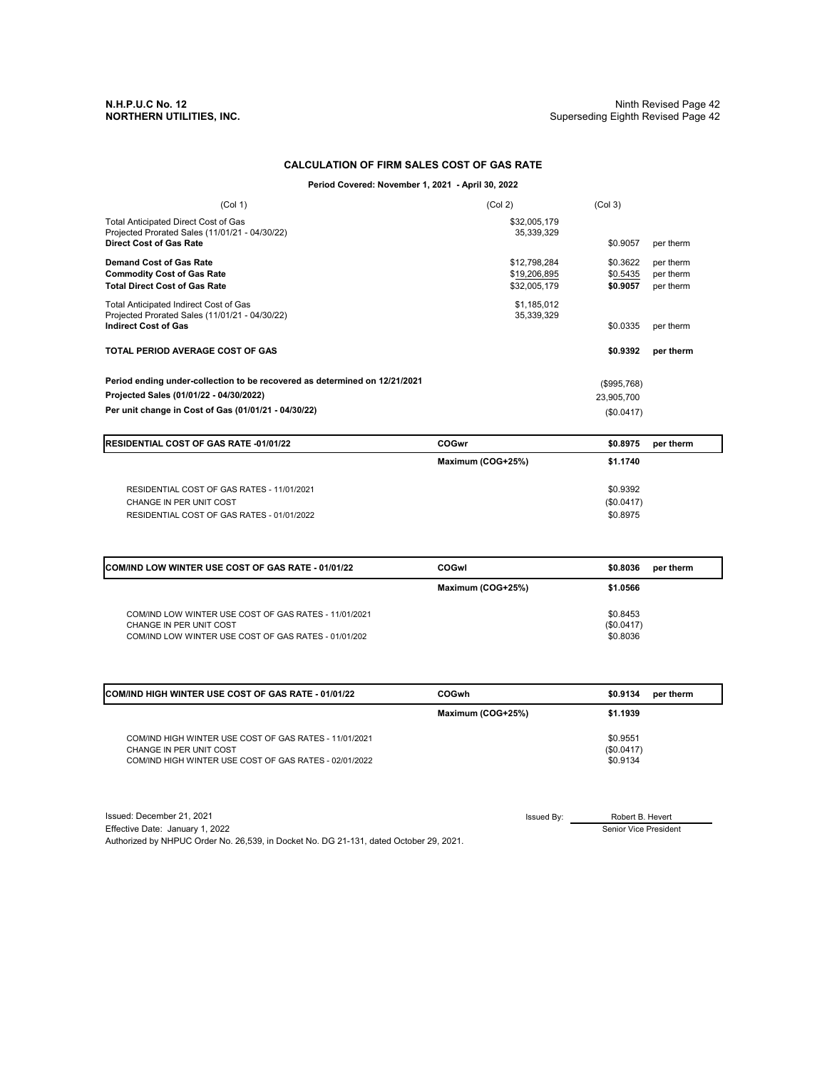**N.H.P.U.C No. 12**
**NORTHERN UTILITIES, INC.**

Ninth Revised Page 42
Superseding Eighth Revised Page 42

## CALCULATION OF FIRM SALES COST OF GAS RATE

**Period Covered: November 1, 2021 - April 30, 2022**

| (Col 1) | (Col 2) | (Col 3) | |
|---|---|---|---|
| Total Anticipated Direct Cost of Gas | \$32,005,179 | | |
| Projected Prorated Sales (11/01/21 - 04/30/22) | 35,339,329 | | |
| **Direct Cost of Gas Rate** | | \$0.9057 | per therm |
| **Demand Cost of Gas Rate** | \$12,798,284 | \$0.3622 | per therm |
| **Commodity Cost of Gas Rate** | \$19,206,895 | \$0.5435 | per therm |
| **Total Direct Cost of Gas Rate** | \$32,005,179 | **\$0.9057** | per therm |
| Total Anticipated Indirect Cost of Gas | \$1,185,012 | | |
| Projected Prorated Sales (11/01/21 - 04/30/22) | 35,339,329 | | |
| **Indirect Cost of Gas** | | \$0.0335 | per therm |
| **TOTAL PERIOD AVERAGE COST OF GAS** | | **\$0.9392** | **per therm** |
| **Period ending under-collection to be recovered as determined on 12/21/2021** | | (\$995,768) | |
| **Projected Sales (01/01/22 - 04/30/2022)** | | 23,905,700 | |
| **Per unit change in Cost of Gas (01/01/21 - 04/30/22)** | | (\$0.0417) | |

| **RESIDENTIAL COST OF GAS RATE -01/01/22** | **COGwr** | **\$0.8975** | **per therm** |
|---|---|---|---|
| | **Maximum (COG+25%)** | **\$1.1740** | |
| RESIDENTIAL COST OF GAS RATES - 11/01/2021 | | \$0.9392 | |
| CHANGE IN PER UNIT COST | | (\$0.0417) | |
| RESIDENTIAL COST OF GAS RATES - 01/01/2022 | | \$0.8975 | |

| **COM/IND LOW WINTER USE COST OF GAS RATE - 01/01/22** | **COGwl** | **\$0.8036** | **per therm** |
|---|---|---|---|
| | **Maximum (COG+25%)** | **\$1.0566** | |
| COM/IND LOW WINTER USE COST OF GAS RATES - 11/01/2021 | | \$0.8453 | |
| CHANGE IN PER UNIT COST | | (\$0.0417) | |
| COM/IND LOW WINTER USE COST OF GAS RATES - 01/01/202 | | \$0.8036 | |

| **COM/IND HIGH WINTER USE COST OF GAS RATE - 01/01/22** | **COGwh** | **\$0.9134** | **per therm** |
|---|---|---|---|
| | **Maximum (COG+25%)** | **\$1.1939** | |
| COM/IND HIGH WINTER USE COST OF GAS RATES - 11/01/2021 | | \$0.9551 | |
| CHANGE IN PER UNIT COST | | (\$0.0417) | |
| COM/IND HIGH WINTER USE COST OF GAS RATES - 02/01/2022 | | \$0.9134 | |

Issued: December 21, 2021
Effective Date: January 1, 2022
Authorized by NHPUC Order No. 26,539, in Docket No. DG 21-131, dated October 29, 2021.

Issued By: Robert B. Hevert
Senior Vice President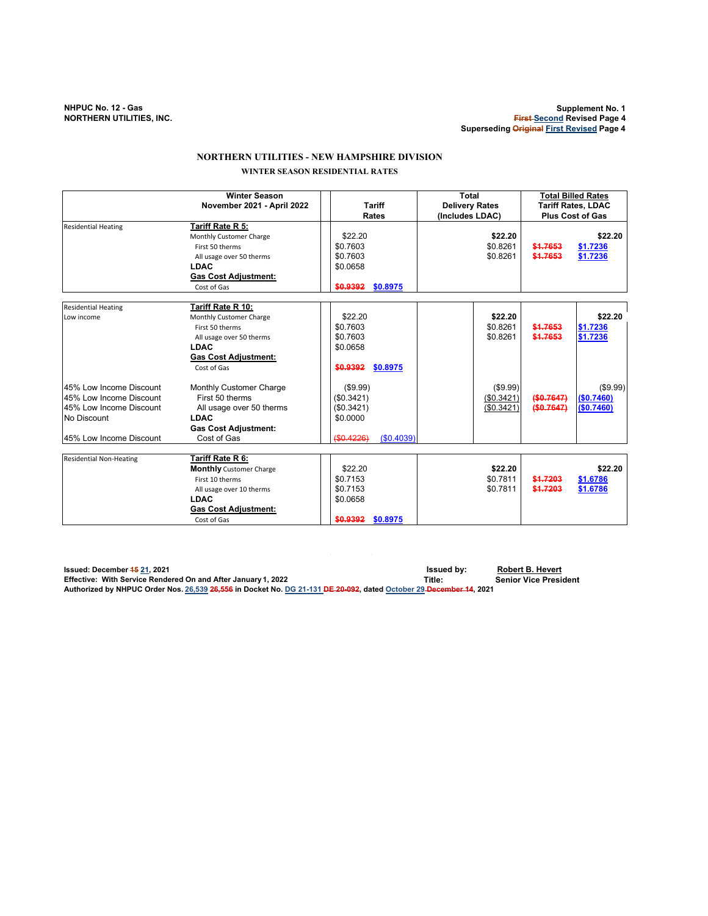NHPUC No. 12 - Gas
NORTHERN UTILITIES, INC.

Supplement No. 1
~~First~~ Second Revised Page 4
Superseding ~~Original~~ First Revised Page 4

## NORTHERN UTILITIES - NEW HAMPSHIRE DIVISION

### WINTER SEASON RESIDENTIAL RATES

| | Winter Season November 2021 - April 2022 | Tariff Rates | | Total Delivery Rates (Includes LDAC) | Total Billed Rates Tariff Rates, LDAC Plus Cost of Gas | |
|---|---|---|---|---|---|---|
| Residential Heating | **Tariff Rate R 5:** | | | | | |
| | Monthly Customer Charge | $22.20 | | **$22.20** | | **$22.20** |
| | First 50 therms | $0.7603 | | $0.8261 | ~~$1.7653~~ | $1.7236 |
| | All usage over 50 therms | $0.7603 | | $0.8261 | ~~$1.7653~~ | $1.7236 |
| | **LDAC** | $0.0658 | | | | |
| | **Gas Cost Adjustment:** | | | | | |
| | Cost of Gas | ~~$0.9392~~ | $0.8975 | | | |
| Residential Heating Low income | **Tariff Rate R 10:** | | | | | |
| | Monthly Customer Charge | $22.20 | | **$22.20** | | **$22.20** |
| | First 50 therms | $0.7603 | | $0.8261 | ~~$1.7653~~ | $1.7236 |
| | All usage over 50 therms | $0.7603 | | $0.8261 | ~~$1.7653~~ | $1.7236 |
| | **LDAC** | $0.0658 | | | | |
| | **Gas Cost Adjustment:** | | | | | |
| | Cost of Gas | ~~$0.9392~~ | $0.8975 | | | |
| 45% Low Income Discount | Monthly Customer Charge | ($9.99) | | ($9.99) | | ($9.99) |
| 45% Low Income Discount | First 50 therms | ($0.3421) | | ($0.3421) | ~~($0.7647)~~ | ($0.7460) |
| 45% Low Income Discount | All usage over 50 therms | ($0.3421) | | ($0.3421) | ~~($0.7647)~~ | ($0.7460) |
| No Discount | **LDAC** | $0.0000 | | | | |
| | **Gas Cost Adjustment:** | | | | | |
| 45% Low Income Discount | Cost of Gas | ~~($0.4226)~~ | ($0.4039) | | | |
| Residential Non-Heating | **Tariff Rate R 6:** | | | | | |
| | **Monthly** Customer Charge | $22.20 | | **$22.20** | | **$22.20** |
| | First 10 therms | $0.7153 | | $0.7811 | ~~$1.7203~~ | $1.6786 |
| | All usage over 10 therms | $0.7153 | | $0.7811 | ~~$1.7203~~ | $1.6786 |
| | **LDAC** | $0.0658 | | | | |
| | **Gas Cost Adjustment:** | | | | | |
| | Cost of Gas | ~~$0.9392~~ | $0.8975 | | | |

**Issued: December ~~15~~ 21, 2021** | **Issued by:** **Robert B. Hevert**
**Effective: With Service Rendered On and After January 1, 2022** | **Title:** **Senior Vice President**
**Authorized by NHPUC Order Nos. 26,539 ~~26,556~~ in Docket No. DG 21-131 ~~DE 20-092~~, dated October 29 ~~December 14~~, 2021**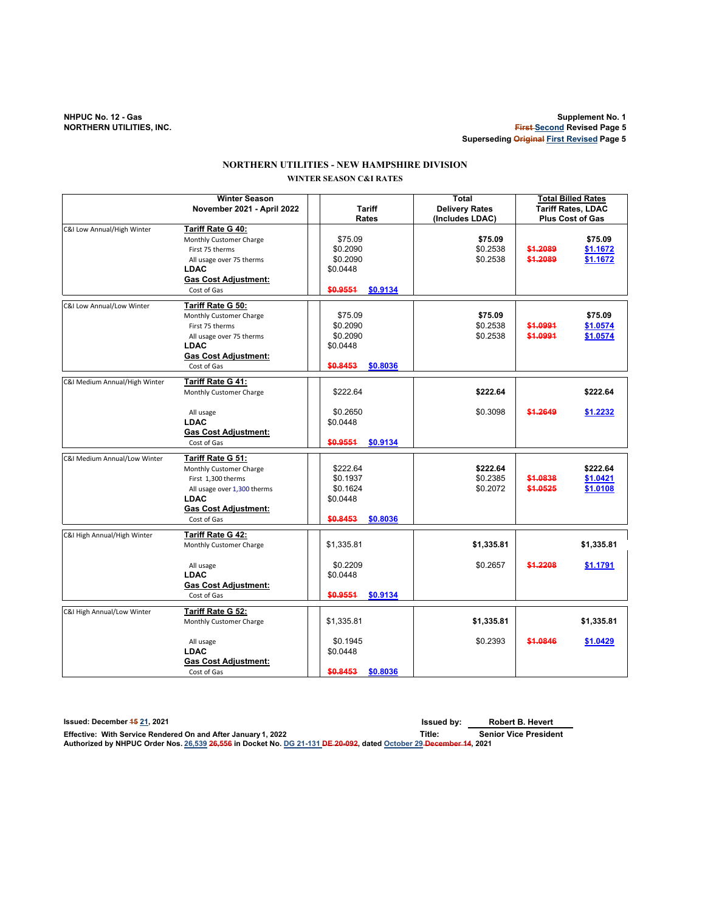NHPUC No. 12 - Gas
NORTHERN UTILITIES, INC.

Supplement No. 1
~~First~~ Second Revised Page 5
Superseding ~~Original~~ First Revised Page 5

# NORTHERN UTILITIES - NEW HAMPSHIRE DIVISION

## WINTER SEASON C&I RATES

| | Winter Season November 2021 - April 2022 | Tariff Rates | Total Delivery Rates (Includes LDAC) | Total Billed Rates Tariff Rates, LDAC Plus Cost of Gas |
|---|---|---|---|---|
| C&I Low Annual/High Winter | **Tariff Rate G 40:** | | | |
| | Monthly Customer Charge | $75.09 | **$75.09** | **$75.09** |
| | First 75 therms | $0.2090 | $0.2538 | ~~$1.2089~~ $1.1672 |
| | All usage over 75 therms | $0.2090 | $0.2538 | ~~$1.2089~~ $1.1672 |
| | **LDAC** | $0.0448 | | |
| | **Gas Cost Adjustment:** | | | |
| | Cost of Gas | ~~$0.9551~~ $0.9134 | | |
| C&I Low Annual/Low Winter | **Tariff Rate G 50:** | | | |
| | Monthly Customer Charge | $75.09 | **$75.09** | **$75.09** |
| | First 75 therms | $0.2090 | $0.2538 | ~~$1.0991~~ $1.0574 |
| | All usage over 75 therms | $0.2090 | $0.2538 | ~~$1.0991~~ $1.0574 |
| | **LDAC** | $0.0448 | | |
| | **Gas Cost Adjustment:** | | | |
| | Cost of Gas | ~~$0.8453~~ $0.8036 | | |
| C&I Medium Annual/High Winter | **Tariff Rate G 41:** | | | |
| | Monthly Customer Charge | $222.64 | **$222.64** | **$222.64** |
| | All usage | $0.2650 | $0.3098 | ~~$1.2649~~ $1.2232 |
| | **LDAC** | $0.0448 | | |
| | **Gas Cost Adjustment:** | | | |
| | Cost of Gas | ~~$0.9551~~ $0.9134 | | |
| C&I Medium Annual/Low Winter | **Tariff Rate G 51:** | | | |
| | Monthly Customer Charge | $222.64 | **$222.64** | **$222.64** |
| | First 1,300 therms | $0.1937 | $0.2385 | ~~$1.0838~~ $1.0421 |
| | All usage over 1,300 therms | $0.1624 | $0.2072 | ~~$1.0525~~ $1.0108 |
| | **LDAC** | $0.0448 | | |
| | **Gas Cost Adjustment:** | | | |
| | Cost of Gas | ~~$0.8453~~ $0.8036 | | |
| C&I High Annual/High Winter | **Tariff Rate G 42:** | | | |
| | Monthly Customer Charge | $1,335.81 | **$1,335.81** | **$1,335.81** |
| | All usage | $0.2209 | $0.2657 | ~~$1.2208~~ $1.1791 |
| | **LDAC** | $0.0448 | | |
| | **Gas Cost Adjustment:** | | | |
| | Cost of Gas | ~~$0.9551~~ $0.9134 | | |
| C&I High Annual/Low Winter | **Tariff Rate G 52:** | | | |
| | Monthly Customer Charge | $1,335.81 | **$1,335.81** | **$1,335.81** |
| | All usage | $0.1945 | $0.2393 | ~~$1.0846~~ $1.0429 |
| | **LDAC** | $0.0448 | | |
| | **Gas Cost Adjustment:** | | | |
| | Cost of Gas | ~~$0.8453~~ $0.8036 | | |

**Issued: December ~~15~~ 21, 2021** | **Issued by: Robert B. Hevert**
**Effective: With Service Rendered On and After January 1, 2022** | **Title: Senior Vice President**
**Authorized by NHPUC Order Nos. 26,539 ~~26,556~~ in Docket No. DG 21-131 ~~DE 20-092~~, dated October 29 ~~December 14~~, 2021**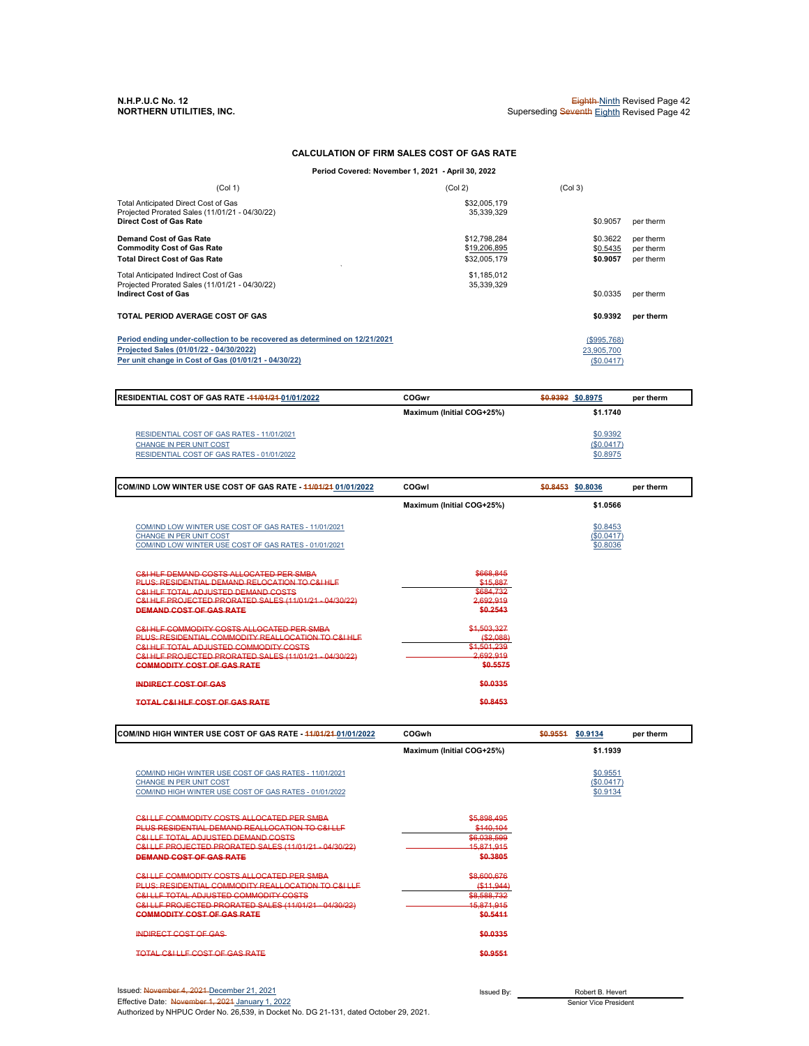N.H.P.U.C No. 12
NORTHERN UTILITIES, INC.

~~Eighth~~ Ninth Revised Page 42
Superseding ~~Seventh~~ Eighth Revised Page 42

## CALCULATION OF FIRM SALES COST OF GAS RATE

**Period Covered: November 1, 2021 - April 30, 2022**

| (Col 1) | (Col 2) | (Col 3) | |
|---|---|---|---|
| Total Anticipated Direct Cost of Gas | $32,005,179 | | |
| Projected Prorated Sales (11/01/21 - 04/30/22) | 35,339,329 | | |
| **Direct Cost of Gas Rate** | | $0.9057 | per therm |
| **Demand Cost of Gas Rate** | $12,798,284 | $0.3622 | per therm |
| **Commodity Cost of Gas Rate** | $19,206,895 | $0.5435 | per therm |
| **Total Direct Cost of Gas Rate** | $32,005,179 | **$0.9057** | per therm |
| Total Anticipated Indirect Cost of Gas | $1,185,012 | | |
| Projected Prorated Sales (11/01/21 - 04/30/22) | 35,339,329 | | |
| **Indirect Cost of Gas** | | $0.0335 | per therm |
| **TOTAL PERIOD AVERAGE COST OF GAS** | | **$0.9392** | **per therm** |
| Period ending under-collection to be recovered as determined on 12/21/2021 | | ($995,768) | |
| Projected Sales (01/01/22 - 04/30/2022) | | 23,905,700 | |
| Per unit change in Cost of Gas (01/01/21 - 04/30/22) | | ($0.0417) | |

| **RESIDENTIAL COST OF GAS RATE - ~~11/01/21~~ 01/01/2022** | **COGwr** | **~~$0.9392~~ $0.8975** | **per therm** |
|---|---|---|---|
| | **Maximum (Initial COG+25%)** | **$1.1740** | |
| RESIDENTIAL COST OF GAS RATES - 11/01/2021 | | $0.9392 | |
| CHANGE IN PER UNIT COST | | ($0.0417) | |
| RESIDENTIAL COST OF GAS RATES - 01/01/2022 | | $0.8975 | |

| **COM/IND LOW WINTER USE COST OF GAS RATE - ~~11/01/21~~ 01/01/2022** | **COGwl** | **~~$0.8453~~ $0.8036** | **per therm** |
|---|---|---|---|
| | **Maximum (Initial COG+25%)** | **$1.0566** | |
| COM/IND LOW WINTER USE COST OF GAS RATES - 11/01/2021 | | $0.8453 | |
| CHANGE IN PER UNIT COST | | ($0.0417) | |
| COM/IND LOW WINTER USE COST OF GAS RATES - 01/01/2021 | | $0.8036 | |
| ~~C&I HLF DEMAND COSTS ALLOCATED PER SMBA~~ | ~~$668,845~~ | | |
| ~~PLUS: RESIDENTIAL DEMAND RELOCATION TO C&I HLF~~ | ~~$15,887~~ | | |
| ~~C&I HLF TOTAL ADJUSTED DEMAND COSTS~~ | ~~$684,732~~ | | |
| ~~C&I HLF PROJECTED PRORATED SALES (11/01/21 - 04/30/22)~~ | ~~2,692,919~~ | | |
| ~~**DEMAND COST OF GAS RATE**~~ | ~~**$0.2543**~~ | | |
| ~~C&I HLF COMMODITY COSTS ALLOCATED PER SMBA~~ | ~~$1,503,327~~ | | |
| ~~PLUS: RESIDENTIAL COMMODITY REALLOCATION TO C&I HLF~~ | ~~($2,088)~~ | | |
| ~~C&I HLF TOTAL ADJUSTED COMMODITY COSTS~~ | ~~$1,501,239~~ | | |
| ~~C&I HLF PROJECTED PRORATED SALES (11/01/21 - 04/30/22)~~ | ~~2,692,919~~ | | |
| ~~**COMMODITY COST OF GAS RATE**~~ | ~~**$0.5575**~~ | | |
| ~~**INDIRECT COST OF GAS**~~ | ~~**$0.0335**~~ | | |
| ~~**TOTAL C&I HLF COST OF GAS RATE**~~ | ~~**$0.8453**~~ | | |

| **COM/IND HIGH WINTER USE COST OF GAS RATE - ~~11/01/21~~ 01/01/2022** | **COGwh** | **~~$0.9551~~ $0.9134** | **per therm** |
|---|---|---|---|
| | **Maximum (Initial COG+25%)** | **$1.1939** | |
| COM/IND HIGH WINTER USE COST OF GAS RATES - 11/01/2021 | | $0.9551 | |
| CHANGE IN PER UNIT COST | | ($0.0417) | |
| COM/IND HIGH WINTER USE COST OF GAS RATES - 01/01/2022 | | $0.9134 | |
| ~~C&I LLF COMMODITY COSTS ALLOCATED PER SMBA~~ | ~~$5,898,495~~ | | |
| ~~PLUS RESIDENTIAL DEMAND REALLOCATION TO C&I LLF~~ | ~~$140,104~~ | | |
| ~~C&I LLF TOTAL ADJUSTED DEMAND COSTS~~ | ~~$6,038,599~~ | | |
| ~~C&I LLF PROJECTED PRORATED SALES (11/01/21 - 04/30/22)~~ | ~~15,871,915~~ | | |
| ~~**DEMAND COST OF GAS RATE**~~ | ~~**$0.3805**~~ | | |
| ~~C&I LLF COMMODITY COSTS ALLOCATED PER SMBA~~ | ~~$8,600,676~~ | | |
| ~~PLUS: RESIDENTIAL COMMODITY REALLOCATION TO C&I LLF~~ | ~~($11,944)~~ | | |
| ~~C&I LLF TOTAL ADJUSTED COMMODITY COSTS~~ | ~~$8,588,732~~ | | |
| ~~C&I LLF PROJECTED PRORATED SALES (11/01/21 - 04/30/22)~~ | ~~15,871,915~~ | | |
| ~~**COMMODITY COST OF GAS RATE**~~ | ~~**$0.5411**~~ | | |
| ~~INDIRECT COST OF GAS~~ | ~~**$0.0335**~~ | | |
| ~~TOTAL C&I LLF COST OF GAS RATE~~ | ~~**$0.9551**~~ | | |

Issued: ~~November 4, 2021~~ December 21, 2021
Effective Date: ~~November 1, 2021~~ January 1, 2022
Authorized by NHPUC Order No. 26,539, in Docket No. DG 21-131, dated October 29, 2021.

Issued By: Robert B. Hevert
Senior Vice President